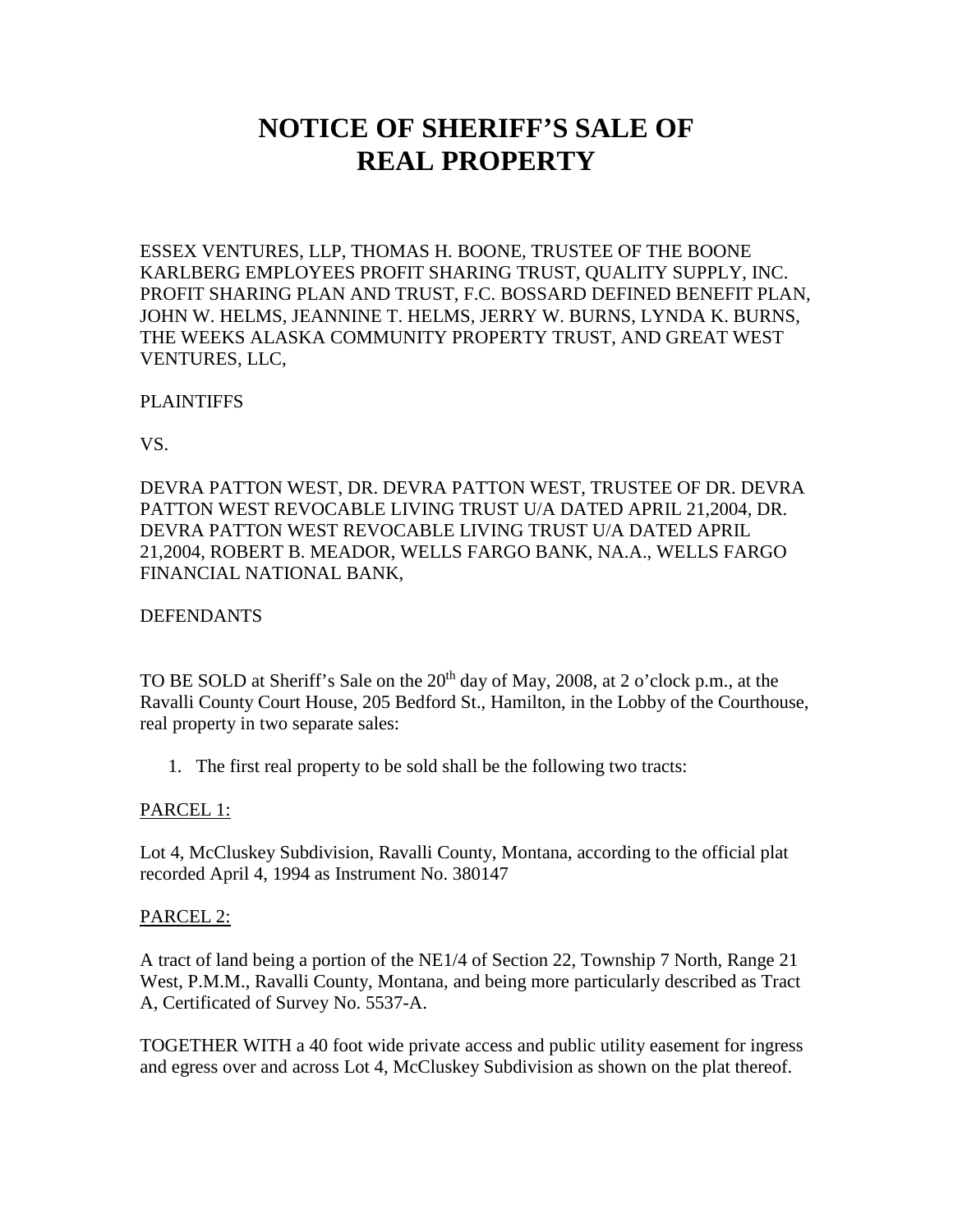# NOTICE OF SHERIFF'S SALE OF REAL PROPERTY

ESSEX VENTURES, LLP, THOMAS H. BOONE, TRUSTEE OF THE BOONE KARLBERG EMPLOYEES PROFIT SHARING TRUST, QUALITY SUPPLY, INC. PROFIT SHARING PLAN AND TRUST, F.C. BOSSARD DEFINED BENEFIT PLAN, JOHN W. HELMS, JEANNINE T. HELMS, JERRY W. BURNS, LYNDA K. BURNS, THE WEEKS ALASKA COMMUNITY PROPERTY TRUST, AND GREAT WEST VENTURES, LLC,

PLAINTIFFS

VS.

DEVRA PATTON WEST, DR. DEVRA PATTON WEST, TRUSTEE OF DR. DEVRA PATTON WEST REVOCABLE LIVING TRUST U/A DATED APRIL 21,2004, DR. DEVRA PATTON WEST REVOCABLE LIVING TRUST U/A DATED APRIL 21,2004, ROBERT B. MEADOR, WELLS FARGO BANK, NA.A., WELLS FARGO FINANCIAL NATIONAL BANK,

DEFENDANTS

TO BE SOLD at Sheriff's Sale on the 20th day of May, 2008, at 2 o'clock p.m., at the Ravalli County Court House, 205 Bedford St., Hamilton, in the Lobby of the Courthouse, real property in two separate sales:

1. The first real property to be sold shall be the following two tracts:

PARCEL 1:

Lot 4, McCluskey Subdivision, Ravalli County, Montana, according to the official plat recorded April 4, 1994 as Instrument No. 380147

PARCEL 2:

A tract of land being a portion of the NE1/4 of Section 22, Township 7 North, Range 21 West, P.M.M., Ravalli County, Montana, and being more particularly described as Tract A, Certificated of Survey No. 5537-A.

TOGETHER WITH a 40 foot wide private access and public utility easement for ingress and egress over and across Lot 4, McCluskey Subdivision as shown on the plat thereof.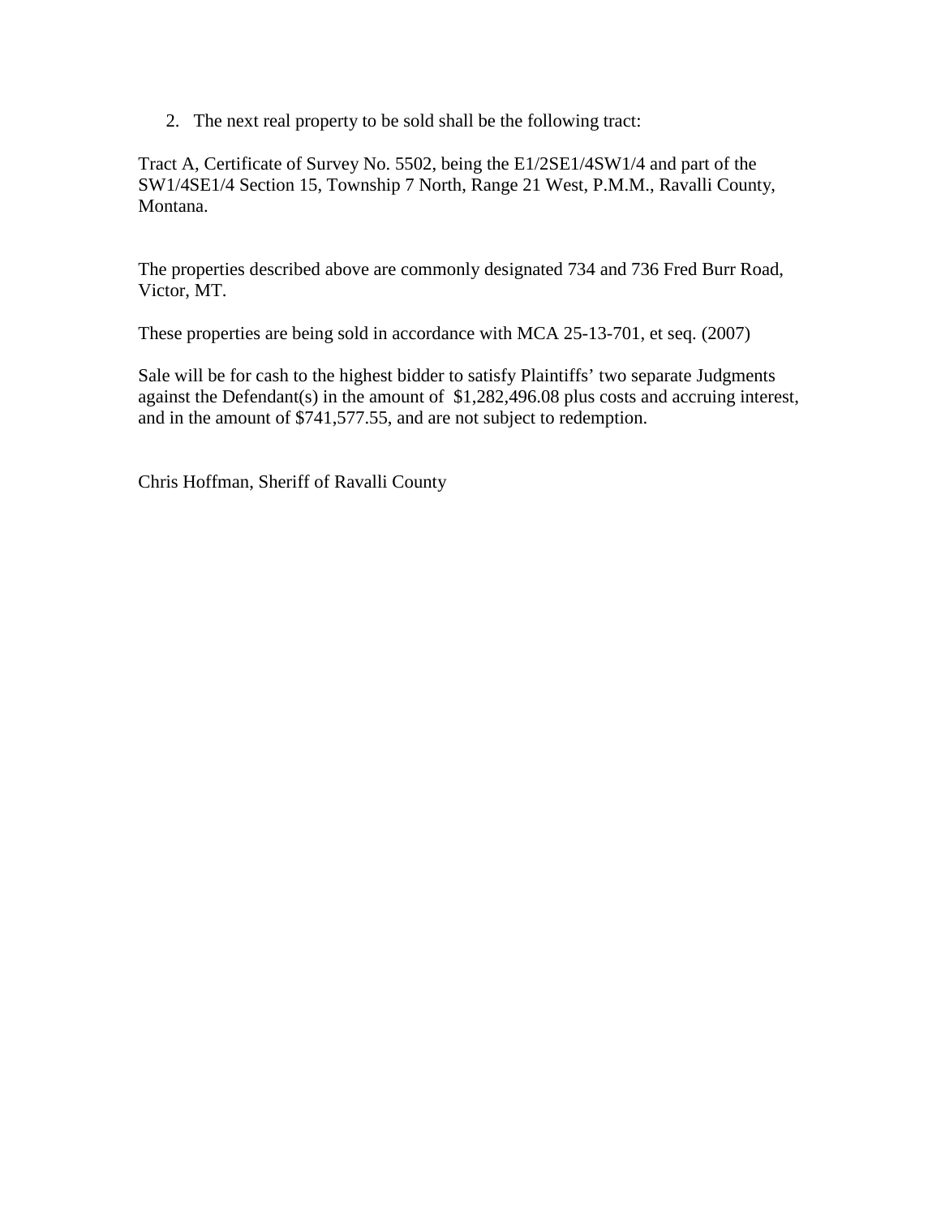2. The next real property to be sold shall be the following tract:

Tract A, Certificate of Survey No. 5502, being the E1/2SE1/4SW1/4 and part of the SW1/4SE1/4 Section 15, Township 7 North, Range 21 West, P.M.M., Ravalli County, Montana.

The properties described above are commonly designated 734 and 736 Fred Burr Road, Victor, MT.

These properties are being sold in accordance with MCA 25-13-701, et seq. (2007)

Sale will be for cash to the highest bidder to satisfy Plaintiffs' two separate Judgments against the Defendant(s) in the amount of $1,282,496.08 plus costs and accruing interest, and in the amount of $741,577.55, and are not subject to redemption.

Chris Hoffman, Sheriff of Ravalli County